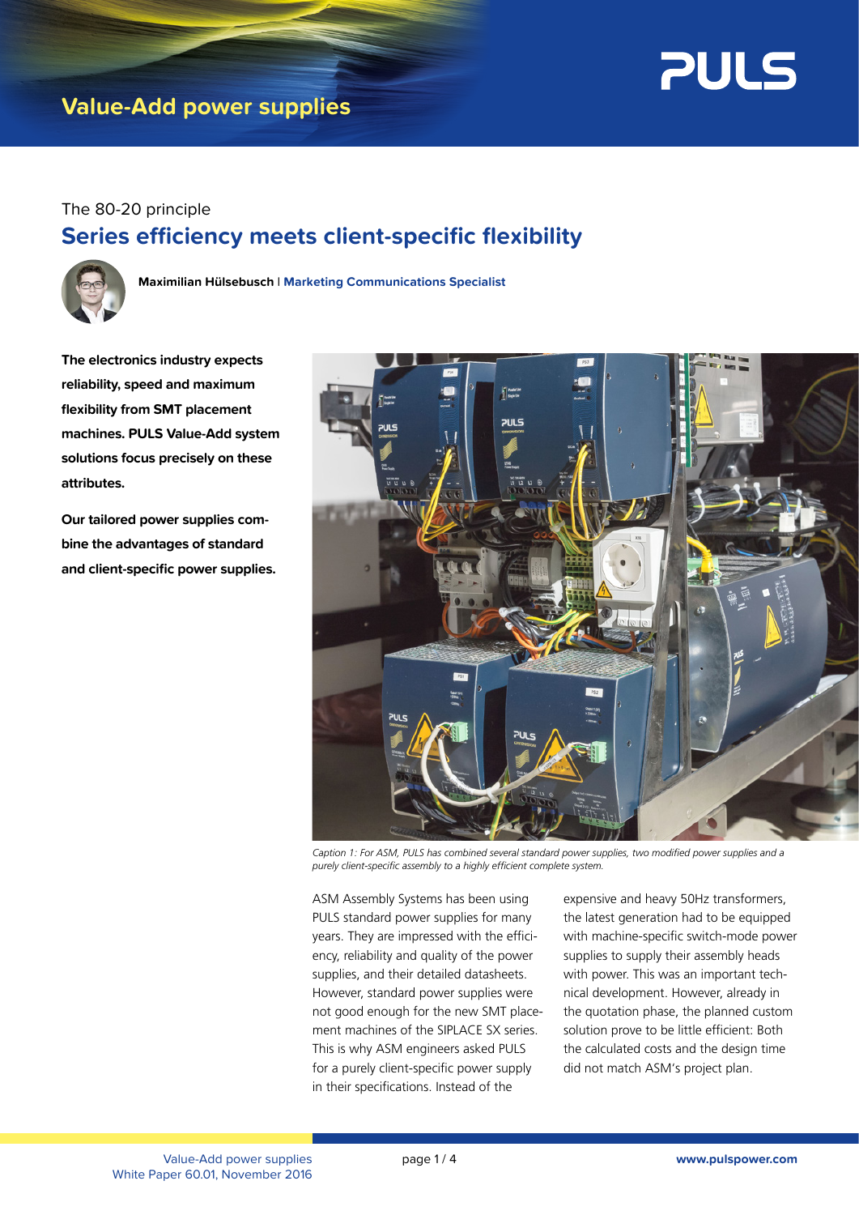# Value-Add power supplies

The 80-20 principle

## Series efficiency meets client-specific flexibility

**Maximilian Hülsebusch** | **Marketing Communications Specialist**

**The electronics industry expects reliability, speed and maximum flexibility from SMT placement machines. PULS Value-Add system solutions focus precisely on these attributes.**

**Our tailored power supplies combine the advantages of standard and client-specific power supplies.**

*Caption 1: For ASM, PULS has combined several standard power supplies, two modified power supplies and a purely client-specific assembly to a highly efficient complete system.*

ASM Assembly Systems has been using PULS standard power supplies for many years. They are impressed with the efficiency, reliability and quality of the power supplies, and their detailed datasheets. However, standard power supplies were not good enough for the new SMT placement machines of the SIPLACE SX series. This is why ASM engineers asked PULS for a purely client-specific power supply in their specifications. Instead of the expensive and heavy 50Hz transformers, the latest generation had to be equipped with machine-specific switch-mode power supplies to supply their assembly heads with power. This was an important technical development. However, already in the quotation phase, the planned custom solution prove to be little efficient: Both the calculated costs and the design time did not match ASM's project plan.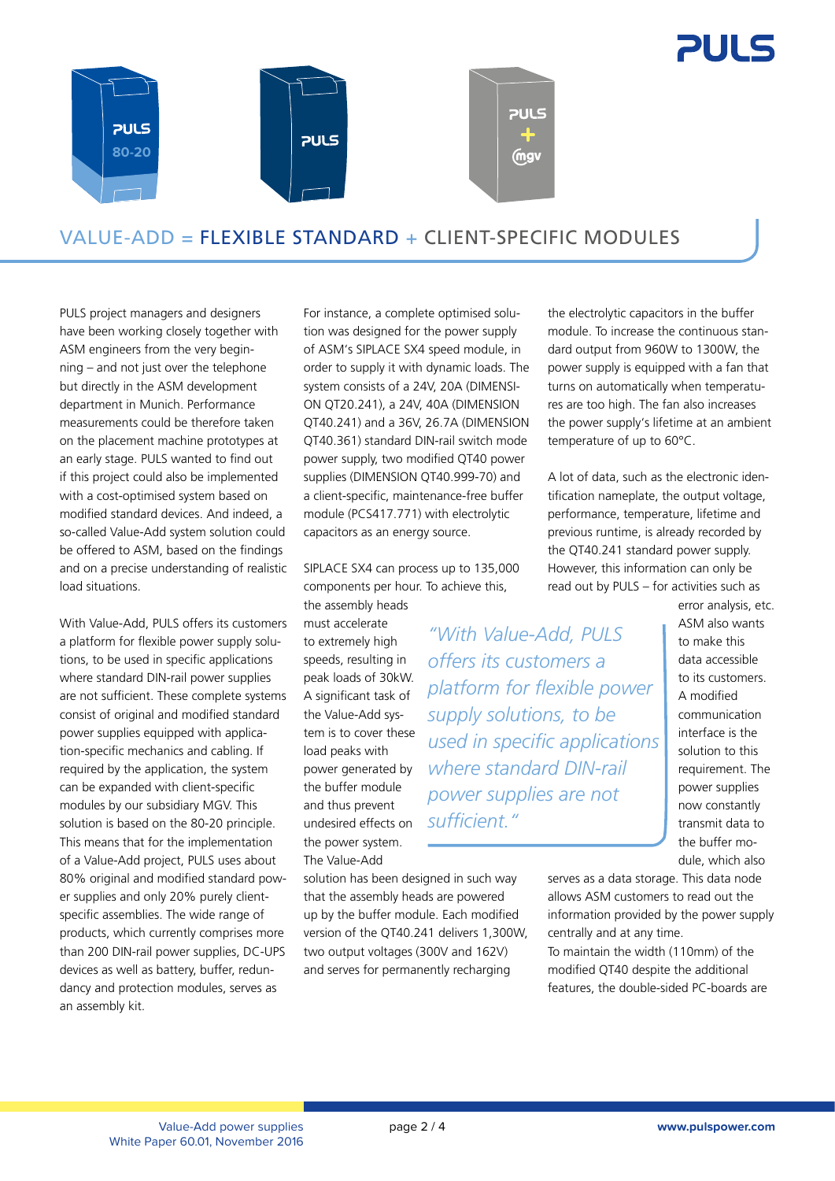## VALUE-ADD = FLEXIBLE STANDARD + CLIENT-SPECIFIC MODULES

PULS project managers and designers have been working closely together with ASM engineers from the very beginning – and not just over the telephone but directly in the ASM development department in Munich. Performance measurements could be therefore taken on the placement machine prototypes at an early stage. PULS wanted to find out if this project could also be implemented with a cost-optimised system based on modified standard devices. And indeed, a so-called Value-Add system solution could be offered to ASM, based on the findings and on a precise understanding of realistic load situations.

With Value-Add, PULS offers its customers a platform for flexible power supply solutions, to be used in specific applications where standard DIN-rail power supplies are not sufficient. These complete systems consist of original and modified standard power supplies equipped with application-specific mechanics and cabling. If required by the application, the system can be expanded with client-specific modules by our subsidiary MGV. This solution is based on the 80-20 principle. This means that for the implementation of a Value-Add project, PULS uses about 80% original and modified standard power supplies and only 20% purely client-specific assemblies. The wide range of products, which currently comprises more than 200 DIN-rail power supplies, DC-UPS devices as well as battery, buffer, redundancy and protection modules, serves as an assembly kit.

For instance, a complete optimised solution was designed for the power supply of ASM's SIPLACE SX4 speed module, in order to supply it with dynamic loads. The system consists of a 24V, 20A (DIMENSION QT20.241), a 24V, 40A (DIMENSION QT40.241) and a 36V, 26.7A (DIMENSION QT40.361) standard DIN-rail switch mode power supply, two modified QT40 power supplies (DIMENSION QT40.999-70) and a client-specific, maintenance-free buffer module (PCS417.771) with electrolytic capacitors as an energy source.

SIPLACE SX4 can process up to 135,000 components per hour. To achieve this, the assembly heads must accelerate to extremely high speeds, resulting in peak loads of 30kW. A significant task of the Value-Add system is to cover these load peaks with power generated by the buffer module and thus prevent undesired effects on the power system. The Value-Add solution has been designed in such way that the assembly heads are powered up by the buffer module. Each modified version of the QT40.241 delivers 1,300W, two output voltages (300V and 162V) and serves for permanently recharging the electrolytic capacitors in the buffer module. To increase the continuous standard output from 960W to 1300W, the power supply is equipped with a fan that turns on automatically when temperatures are too high. The fan also increases the power supply's lifetime at an ambient temperature of up to 60°C.

> *"With Value-Add, PULS offers its customers a platform for flexible power supply solutions, to be used in specific applications where standard DIN-rail power supplies are not sufficient."*

A lot of data, such as the electronic identification nameplate, the output voltage, performance, temperature, lifetime and previous runtime, is already recorded by the QT40.241 standard power supply. However, this information can only be read out by PULS – for activities such as error analysis, etc. ASM also wants to make this data accessible to its customers. A modified communication interface is the solution to this requirement. The power supplies now constantly transmit data to the buffer module, which also serves as a data storage. This data node allows ASM customers to read out the information provided by the power supply centrally and at any time.
To maintain the width (110mm) of the modified QT40 despite the additional features, the double-sided PC-boards are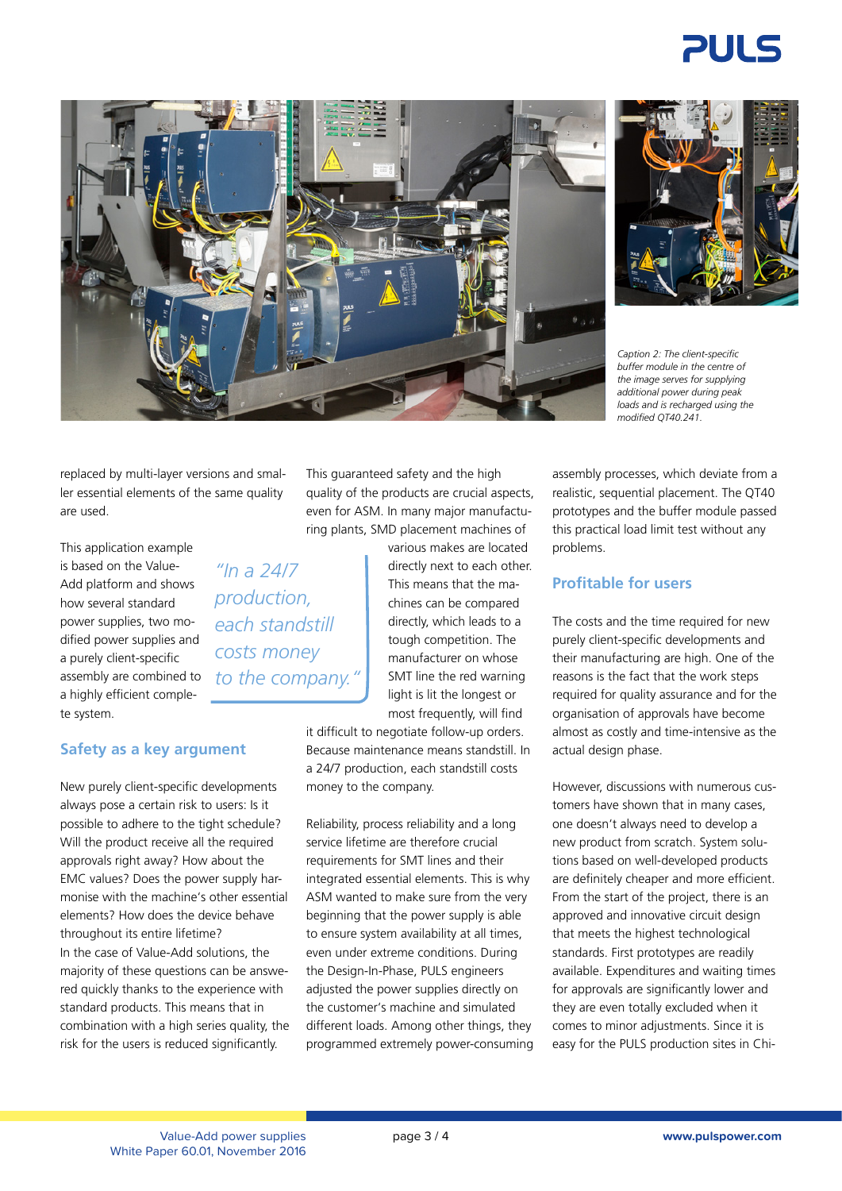Caption 2: The client-specific buffer module in the centre of the image serves for supplying additional power during peak loads and is recharged using the modified QT40.241.

replaced by multi-layer versions and smaller essential elements of the same quality are used.

This application example is based on the Value-Add platform and shows how several standard power supplies, two modified power supplies and a purely client-specific assembly are combined to a highly efficient complete system.

## Safety as a key argument

New purely client-specific developments always pose a certain risk to users: Is it possible to adhere to the tight schedule? Will the product receive all the required approvals right away? How about the EMC values? Does the power supply harmonise with the machine's other essential elements? How does the device behave throughout its entire lifetime?
In the case of Value-Add solutions, the majority of these questions can be answered quickly thanks to the experience with standard products. This means that in combination with a high series quality, the risk for the users is reduced significantly.

This guaranteed safety and the high quality of the products are crucial aspects, even for ASM. In many major manufacturing plants, SMD placement machines of various makes are located directly next to each other. This means that the machines can be compared directly, which leads to a tough competition. The manufacturer on whose SMT line the red warning light is lit the longest or most frequently, will find it difficult to negotiate follow-up orders. Because maintenance means standstill. In a 24/7 production, each standstill costs money to the company.

> *"In a 24/7 production, each standstill costs money to the company."*

Reliability, process reliability and a long service lifetime are therefore crucial requirements for SMT lines and their integrated essential elements. This is why ASM wanted to make sure from the very beginning that the power supply is able to ensure system availability at all times, even under extreme conditions. During the Design-In-Phase, PULS engineers adjusted the power supplies directly on the customer's machine and simulated different loads. Among other things, they programmed extremely power-consuming assembly processes, which deviate from a realistic, sequential placement. The QT40 prototypes and the buffer module passed this practical load limit test without any problems.

## Profitable for users

The costs and the time required for new purely client-specific developments and their manufacturing are high. One of the reasons is the fact that the work steps required for quality assurance and for the organisation of approvals have become almost as costly and time-intensive as the actual design phase.

However, discussions with numerous customers have shown that in many cases, one doesn't always need to develop a new product from scratch. System solutions based on well-developed products are definitely cheaper and more efficient. From the start of the project, there is an approved and innovative circuit design that meets the highest technological standards. First prototypes are readily available. Expenditures and waiting times for approvals are significantly lower and they are even totally excluded when it comes to minor adjustments. Since it is easy for the PULS production sites in Chi-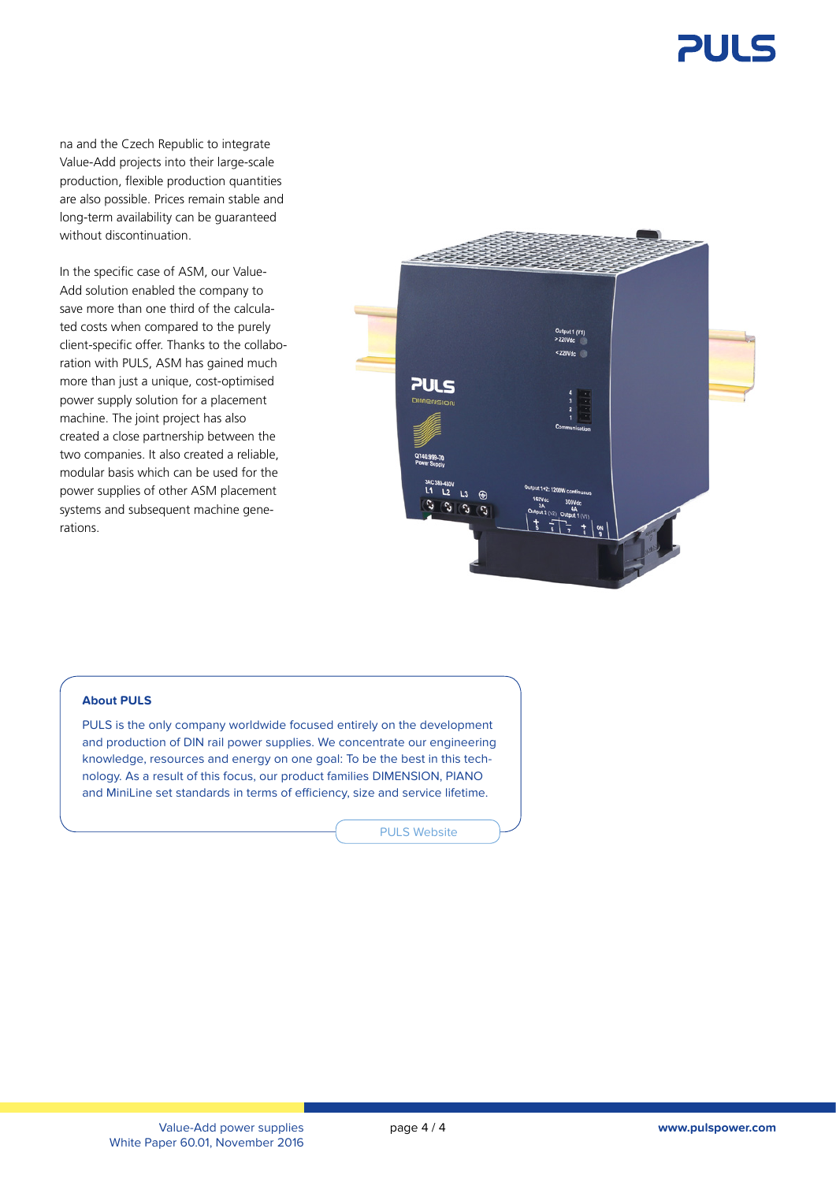na and the Czech Republic to integrate Value-Add projects into their large-scale production, flexible production quantities are also possible. Prices remain stable and long-term availability can be guaranteed without discontinuation.

In the specific case of ASM, our Value-Add solution enabled the company to save more than one third of the calculated costs when compared to the purely client-specific offer. Thanks to the collaboration with PULS, ASM has gained much more than just a unique, cost-optimised power supply solution for a placement machine. The joint project has also created a close partnership between the two companies. It also created a reliable, modular basis which can be used for the power supplies of other ASM placement systems and subsequent machine generations.

### About PULS

PULS is the only company worldwide focused entirely on the development and production of DIN rail power supplies. We concentrate our engineering knowledge, resources and energy on one goal: To be the best in this technology. As a result of this focus, our product families DIMENSION, PIANO and MiniLine set standards in terms of efficiency, size and service lifetime.

PULS Website